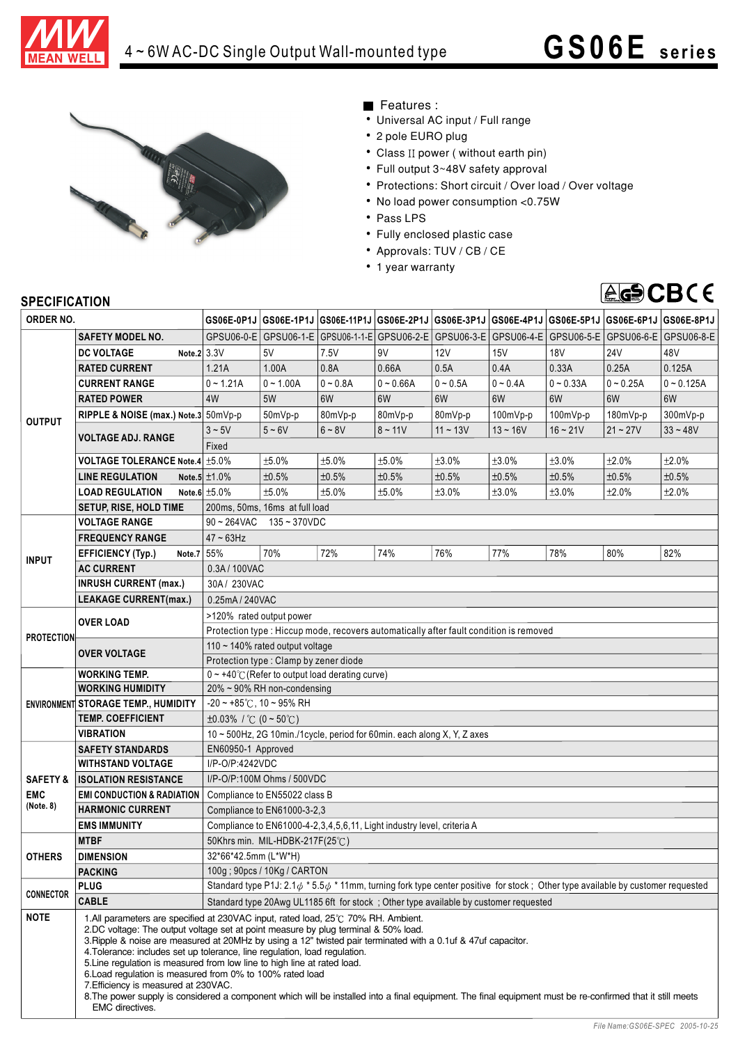# 4 ~ 6W AC-DC Single Output Wall-mounted type

# GS06E series

■ Features :

- Universal AC input / Full range
- 2 pole EURO plug
- Class II power ( without earth pin)
- Full output 3~48V safety approval
- Protections: Short circuit / Over load / Over voltage
- No load power consumption <0.75W
- Pass LPS
- Fully enclosed plastic case
- Approvals: TUV / CB / CE
- 1 year warranty

## SPECIFICATION

| ORDER NO. | | GS06E-0P1J | GS06E-1P1J | GS06E-11P1J | GS06E-2P1J | GS06E-3P1J | GS06E-4P1J | GS06E-5P1J | GS06E-6P1J | GS06E-8P1J |
|---|---|---|---|---|---|---|---|---|---|---|
| OUTPUT | SAFETY MODEL NO. | GPSU06-0-E | GPSU06-1-E | GPSU06-1-1-E | GPSU06-2-E | GPSU06-3-E | GPSU06-4-E | GPSU06-5-E | GPSU06-6-E | GPSU06-8-E |
| | DC VOLTAGE Note.2 | 3.3V | 5V | 7.5V | 9V | 12V | 15V | 18V | 24V | 48V |
| | RATED CURRENT | 1.21A | 1.00A | 0.8A | 0.66A | 0.5A | 0.4A | 0.33A | 0.25A | 0.125A |
| | CURRENT RANGE | 0 ~ 1.21A | 0 ~ 1.00A | 0 ~ 0.8A | 0 ~ 0.66A | 0 ~ 0.5A | 0 ~ 0.4A | 0 ~ 0.33A | 0 ~ 0.25A | 0 ~ 0.125A |
| | RATED POWER | 4W | 5W | 6W | 6W | 6W | 6W | 6W | 6W | 6W |
| | RIPPLE & NOISE (max.) Note.3 | 50mVp-p | 50mVp-p | 80mVp-p | 80mVp-p | 80mVp-p | 100mVp-p | 100mVp-p | 180mVp-p | 300mVp-p |
| | VOLTAGE ADJ. RANGE | 3 ~ 5V | 5 ~ 6V | 6 ~ 8V | 8 ~ 11V | 11 ~ 13V | 13 ~ 16V | 16 ~ 21V | 21 ~ 27V | 33 ~ 48V |
| | | Fixed | | | | | | | | |
| | VOLTAGE TOLERANCE Note.4 | ±5.0% | ±5.0% | ±5.0% | ±5.0% | ±3.0% | ±3.0% | ±3.0% | ±2.0% | ±2.0% |
| | LINE REGULATION Note.5 | ±1.0% | ±0.5% | ±0.5% | ±0.5% | ±0.5% | ±0.5% | ±0.5% | ±0.5% | ±0.5% |
| | LOAD REGULATION Note.6 | ±5.0% | ±5.0% | ±5.0% | ±5.0% | ±3.0% | ±3.0% | ±3.0% | ±2.0% | ±2.0% |
| | SETUP, RISE, HOLD TIME | 200ms, 50ms, 16ms at full load | | | | | | | | |
| INPUT | VOLTAGE RANGE | 90 ~ 264VAC 135 ~ 370VDC | | | | | | | | |
| | FREQUENCY RANGE | 47 ~ 63Hz | | | | | | | | |
| | EFFICIENCY (Typ.) Note.7 | 55% | 70% | 72% | 74% | 76% | 77% | 78% | 80% | 82% |
| | AC CURRENT | 0.3A / 100VAC | | | | | | | | |
| | INRUSH CURRENT (max.) | 30A / 230VAC | | | | | | | | |
| | LEAKAGE CURRENT(max.) | 0.25mA / 240VAC | | | | | | | | |
| PROTECTION | OVER LOAD | >120% rated output power | | | | | | | | |
| | | Protection type : Hiccup mode, recovers automatically after fault condition is removed | | | | | | | | |
| | OVER VOLTAGE | 110 ~ 140% rated output voltage | | | | | | | | |
| | | Protection type : Clamp by zener diode | | | | | | | | |
| ENVIRONMENT | WORKING TEMP. | 0 ~ +40℃ (Refer to output load derating curve) | | | | | | | | |
| | WORKING HUMIDITY | 20% ~ 90% RH non-condensing | | | | | | | | |
| | STORAGE TEMP., HUMIDITY | -20 ~ +85℃, 10 ~ 95% RH | | | | | | | | |
| | TEMP. COEFFICIENT | ±0.03% / ℃ (0 ~ 50℃) | | | | | | | | |
| | VIBRATION | 10 ~ 500Hz, 2G 10min./1cycle, period for 60min. each along X, Y, Z axes | | | | | | | | |
| SAFETY & EMC (Note. 8) | SAFETY STANDARDS | EN60950-1 Approved | | | | | | | | |
| | WITHSTAND VOLTAGE | I/P-O/P:4242VDC | | | | | | | | |
| | ISOLATION RESISTANCE | I/P-O/P:100M Ohms / 500VDC | | | | | | | | |
| | EMI CONDUCTION & RADIATION | Compliance to EN55022 class B | | | | | | | | |
| | HARMONIC CURRENT | Compliance to EN61000-3-2,3 | | | | | | | | |
| | EMS IMMUNITY | Compliance to EN61000-4-2,3,4,5,6,11, Light industry level, criteria A | | | | | | | | |
| OTHERS | MTBF | 50Khrs min. MIL-HDBK-217F(25℃) | | | | | | | | |
| | DIMENSION | 32*66*42.5mm (L*W*H) | | | | | | | | |
| | PACKING | 100g ; 90pcs / 10Kg / CARTON | | | | | | | | |
| CONNECTOR | PLUG | Standard type P1J: 2.1φ * 5.5φ * 11mm, turning fork type center positive for stock ; Other type available by customer requested | | | | | | | | |
| | CABLE | Standard type 20Awg UL1185 6ft for stock ; Other type available by customer requested | | | | | | | | |

**NOTE**

1. All parameters are specified at 230VAC input, rated load, 25℃ 70% RH. Ambient.
2. DC voltage: The output voltage set at point measure by plug terminal & 50% load.
3. Ripple & noise are measured at 20MHz by using a 12" twisted pair terminated with a 0.1uf & 47uf capacitor.
4. Tolerance: includes set up tolerance, line regulation, load regulation.
5. Line regulation is measured from low line to high line at rated load.
6. Load regulation is measured from 0% to 100% rated load
7. Efficiency is measured at 230VAC.
8. The power supply is considered a component which will be installed into a final equipment. The final equipment must be re-confirmed that it still meets EMC directives.

File Name:GS06E-SPEC 2005-10-25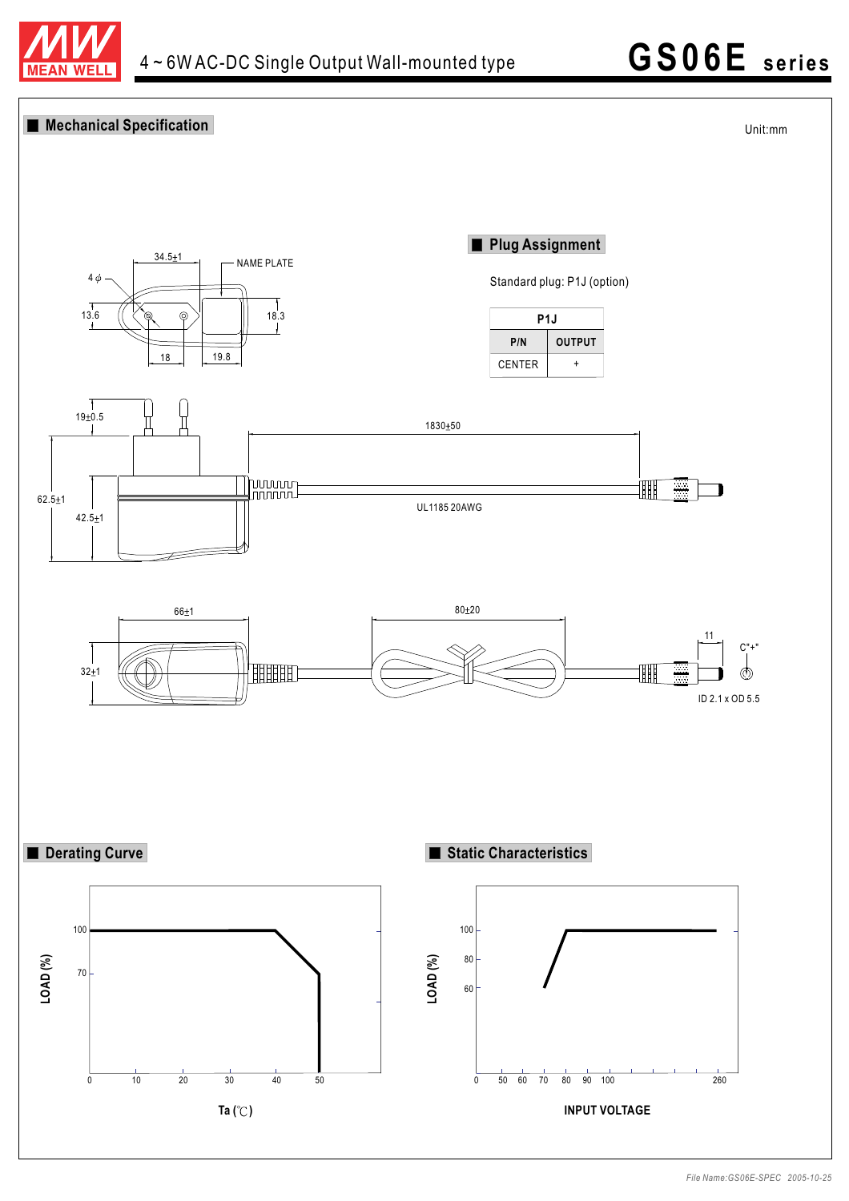## Mechanical Specification

Unit:mm

34.5±1

NAME PLATE

4 ϕ

13.6

18.3

18

19.8

19±0.5

62.5±1

42.5±1

1830±50

UL1185 20AWG

66±1

80±20

32±1

11

C"+"

ID 2.1 x OD 5.5

## Plug Assignment

Standard plug: P1J (option)

| P1J | |
|---|---|
| P/N | OUTPUT |
| CENTER | + |

## Derating Curve

LOAD (%)

100

70

0 10 20 30 40 50

Ta (℃)

## Static Characteristics

LOAD (%)

100

80

60

0 50 60 70 80 90 100 260

INPUT VOLTAGE

*File Name:GS06E-SPEC 2005-10-25*